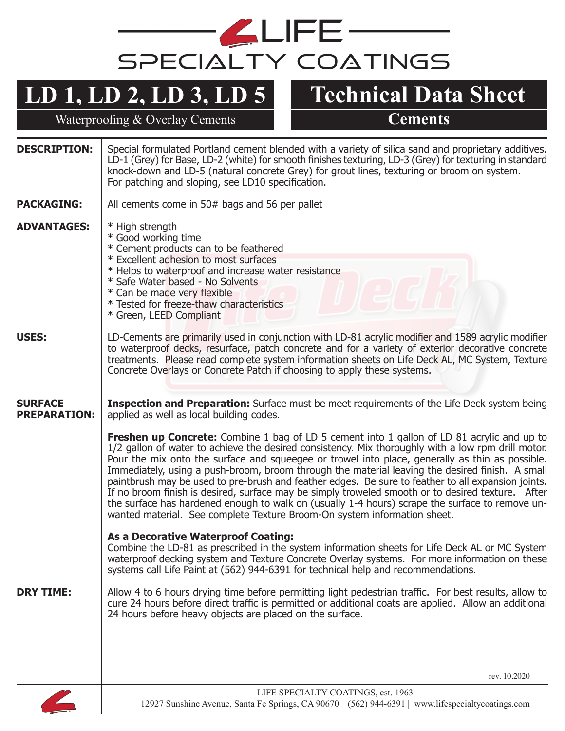# LIFE SPECIALTY COATINGS

## LD 1, LD 2, LD 3, LD 5

Waterproofing & Overlay Cements

## Technical Data Sheet

### Cements

**DESCRIPTION:**

Special formulated Portland cement blended with a variety of silica sand and proprietary additives. LD-1 (Grey) for Base, LD-2 (white) for smooth finishes texturing, LD-3 (Grey) for texturing in standard knock-down and LD-5 (natural concrete Grey) for grout lines, texturing or broom on system. For patching and sloping, see LD10 specification.

**PACKAGING:**

All cements come in 50# bags and 56 per pallet

**ADVANTAGES:**

* High strength
* Good working time
* Cement products can to be feathered
* Excellent adhesion to most surfaces
* Helps to waterproof and increase water resistance
* Safe Water based - No Solvents
* Can be made very flexible
* Tested for freeze-thaw characteristics
* Green, LEED Compliant

**USES:**

LD-Cements are primarily used in conjunction with LD-81 acrylic modifier and 1589 acrylic modifier to waterproof decks, resurface, patch concrete and for a variety of exterior decorative concrete treatments. Please read complete system information sheets on Life Deck AL, MC System, Texture Concrete Overlays or Concrete Patch if choosing to apply these systems.

**SURFACE PREPARATION:**

**Inspection and Preparation:** Surface must be meet requirements of the Life Deck system being applied as well as local building codes.

**Freshen up Concrete:** Combine 1 bag of LD 5 cement into 1 gallon of LD 81 acrylic and up to 1/2 gallon of water to achieve the desired consistency. Mix thoroughly with a low rpm drill motor. Pour the mix onto the surface and squeegee or trowel into place, generally as thin as possible. Immediately, using a push-broom, broom through the material leaving the desired finish. A small paintbrush may be used to pre-brush and feather edges. Be sure to feather to all expansion joints. If no broom finish is desired, surface may be simply troweled smooth or to desired texture. After the surface has hardened enough to walk on (usually 1-4 hours) scrape the surface to remove unwanted material. See complete Texture Broom-On system information sheet.

**As a Decorative Waterproof Coating:**
Combine the LD-81 as prescribed in the system information sheets for Life Deck AL or MC System waterproof decking system and Texture Concrete Overlay systems. For more information on these systems call Life Paint at (562) 944-6391 for technical help and recommendations.

**DRY TIME:**

Allow 4 to 6 hours drying time before permitting light pedestrian traffic. For best results, allow to cure 24 hours before direct traffic is permitted or additional coats are applied. Allow an additional 24 hours before heavy objects are placed on the surface.

rev. 10.2020

LIFE SPECIALTY COATINGS, est. 1963
12927 Sunshine Avenue, Santa Fe Springs, CA 90670 | (562) 944-6391 | www.lifespecialtycoatings.com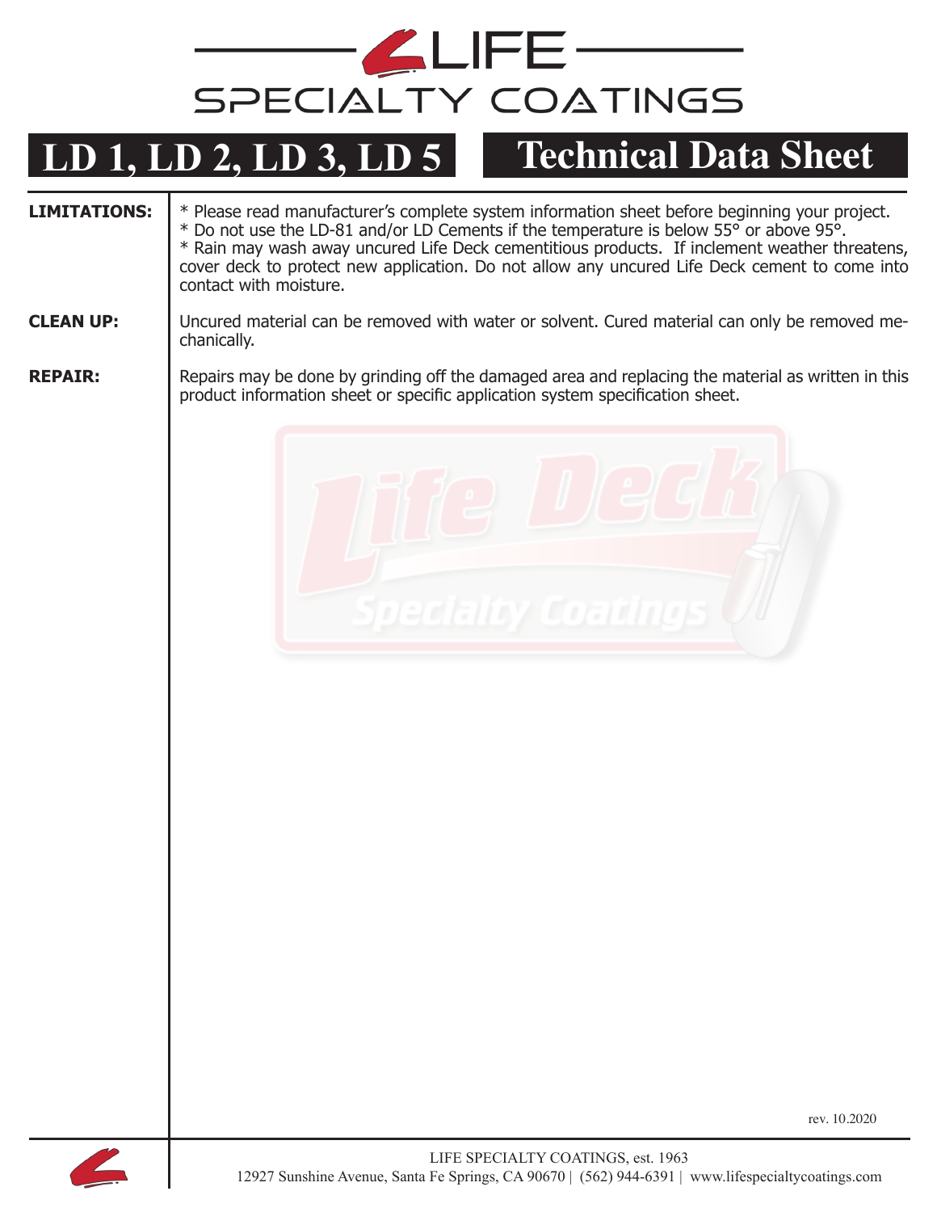# LIFE SPECIALTY COATINGS

## LD 1, LD 2, LD 3, LD 5 Technical Data Sheet

**LIMITATIONS:**

* Please read manufacturer's complete system information sheet before beginning your project.
* Do not use the LD-81 and/or LD Cements if the temperature is below 55° or above 95°.
* Rain may wash away uncured Life Deck cementitious products. If inclement weather threatens, cover deck to protect new application. Do not allow any uncured Life Deck cement to come into contact with moisture.

**CLEAN UP:**

Uncured material can be removed with water or solvent. Cured material can only be removed mechanically.

**REPAIR:**

Repairs may be done by grinding off the damaged area and replacing the material as written in this product information sheet or specific application system specification sheet.

rev. 10.2020

LIFE SPECIALTY COATINGS, est. 1963
12927 Sunshine Avenue, Santa Fe Springs, CA 90670 | (562) 944-6391 | www.lifespecialtycoatings.com